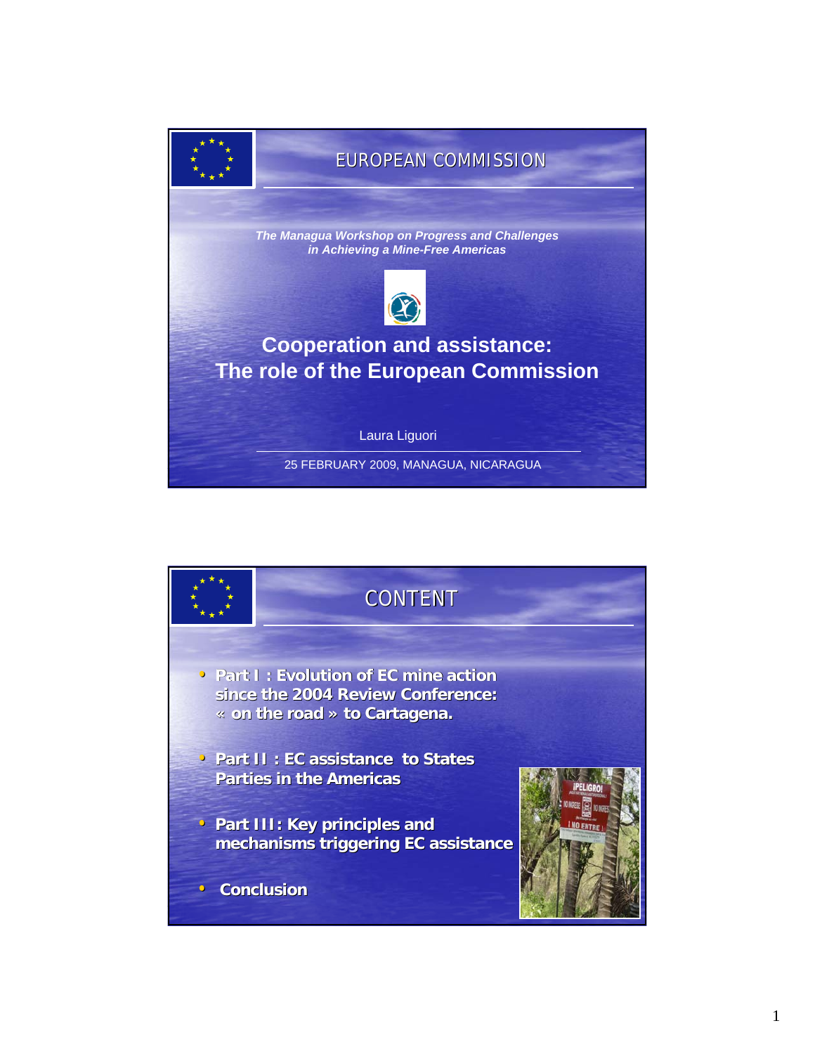# EUROPEAN COMMISSION

*The Managua Workshop on Progress and Challenges in Achieving a Mine-Free Americas*

## Cooperation and assistance: The role of the European Commission

Laura Liguori

25 FEBRUARY 2009, MANAGUA, NICARAGUA

---

# CONTENT

- **Part I : Evolution of EC mine action since the 2004 Review Conference: « on the road » to Cartagena.**
- **Part II : EC assistance to States Parties in the Americas**
- **Part III: Key principles and mechanisms triggering EC assistance**
- **Conclusion**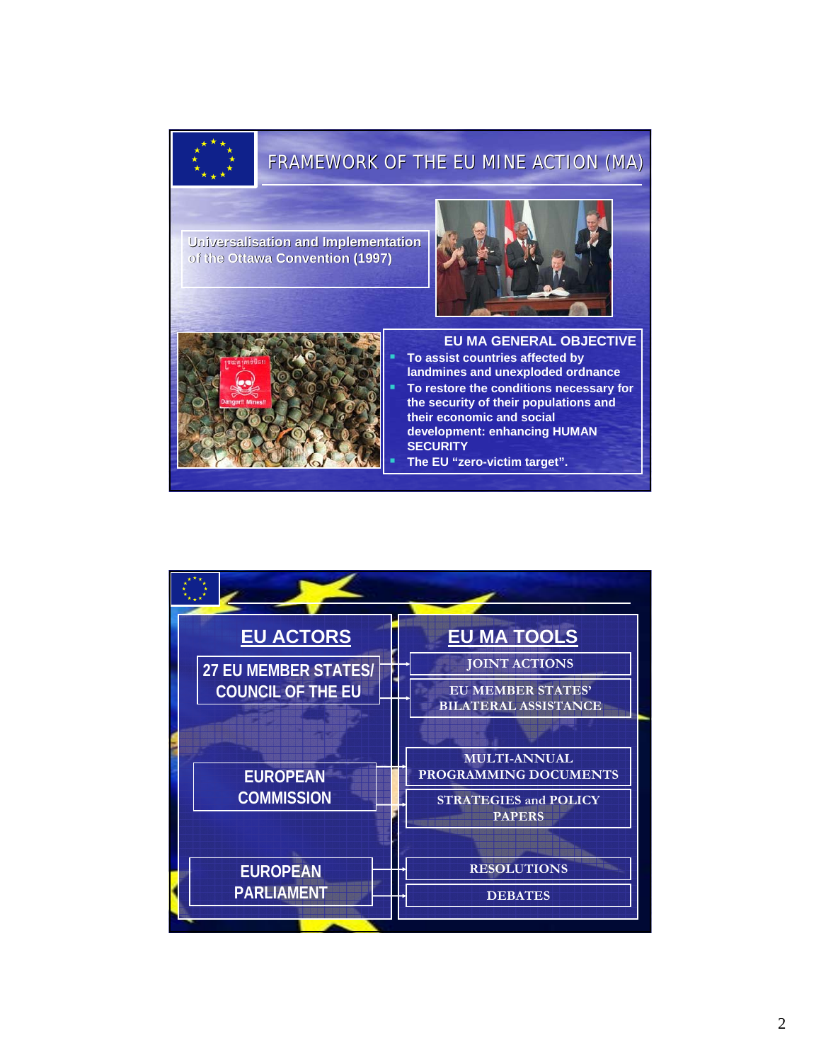## FRAMEWORK OF THE EU MINE ACTION (MA)

Universalisation and Implementation of the Ottawa Convention (1997)

### EU MA GENERAL OBJECTIVE

- To assist countries affected by landmines and unexploded ordnance
- To restore the conditions necessary for the security of their populations and their economic and social development: enhancing HUMAN SECURITY
- The EU "zero-victim target".

---

| EU ACTORS | EU MA TOOLS |
|---|---|
| 27 EU MEMBER STATES/ COUNCIL OF THE EU | JOINT ACTIONS |
| | EU MEMBER STATES' BILATERAL ASSISTANCE |
| EUROPEAN COMMISSION | MULTI-ANNUAL PROGRAMMING DOCUMENTS |
| | STRATEGIES and POLICY PAPERS |
| EUROPEAN PARLIAMENT | RESOLUTIONS |
| | DEBATES |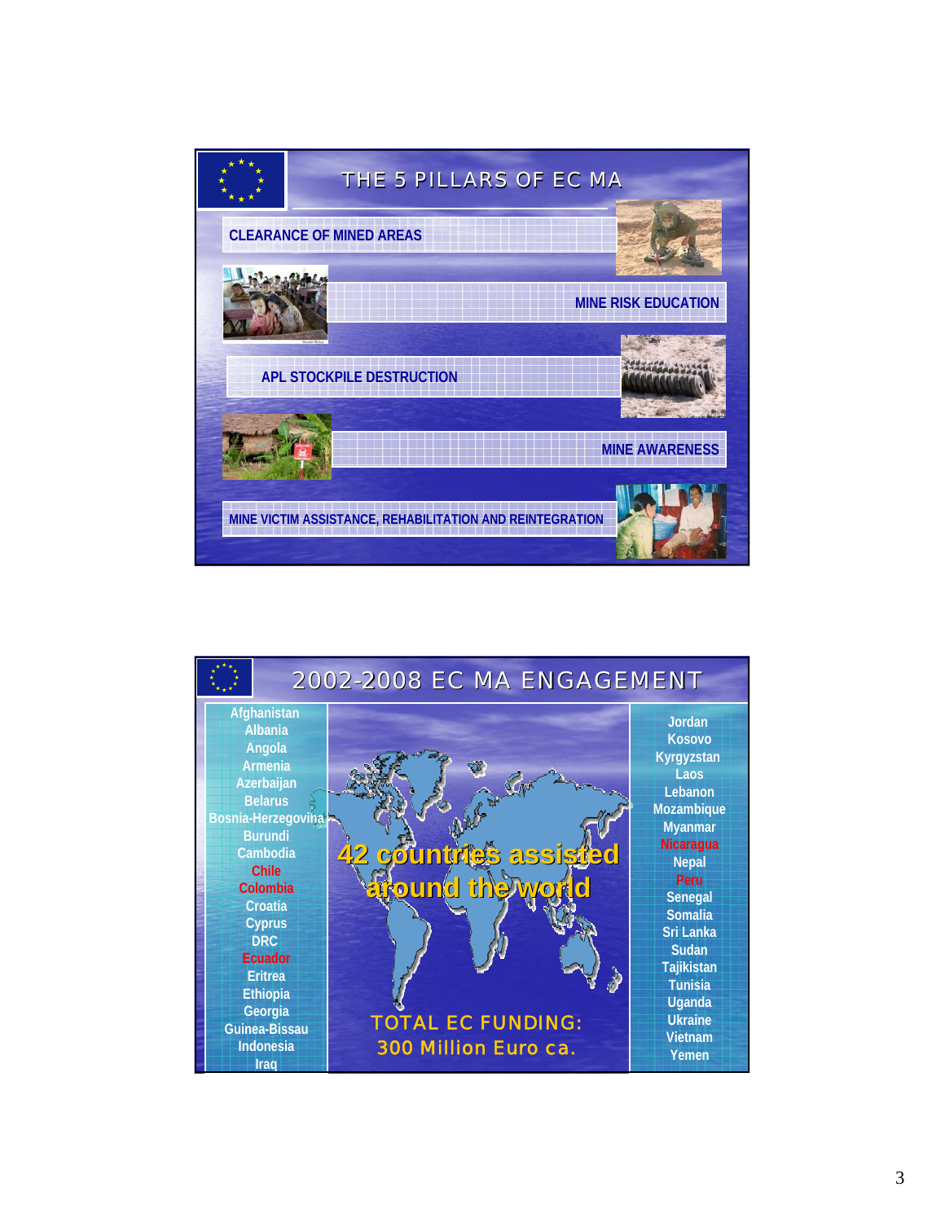## THE 5 PILLARS OF EC MA

- CLEARANCE OF MINED AREAS
- MINE RISK EDUCATION
- APL STOCKPILE DESTRUCTION
- MINE AWARENESS
- MINE VICTIM ASSISTANCE, REHABILITATION AND REINTEGRATION

## 2002-2008 EC MA ENGAGEMENT

Afghanistan
Albania
Angola
Armenia
Azerbaijan
Belarus
Bosnia-Herzegovina
Burundi
Cambodia
Chile
Colombia
Croatia
Cyprus
DRC
Ecuador
Eritrea
Ethiopia
Georgia
Guinea-Bissau
Indonesia
Iraq

**42 countries assisted around the world**

TOTAL EC FUNDING:
300 Million Euro ca.

Jordan
Kosovo
Kyrgyzstan
Laos
Lebanon
Mozambique
Myanmar
Nicaragua
Nepal
Peru
Senegal
Somalia
Sri Lanka
Sudan
Tajikistan
Tunisia
Uganda
Ukraine
Vietnam
Yemen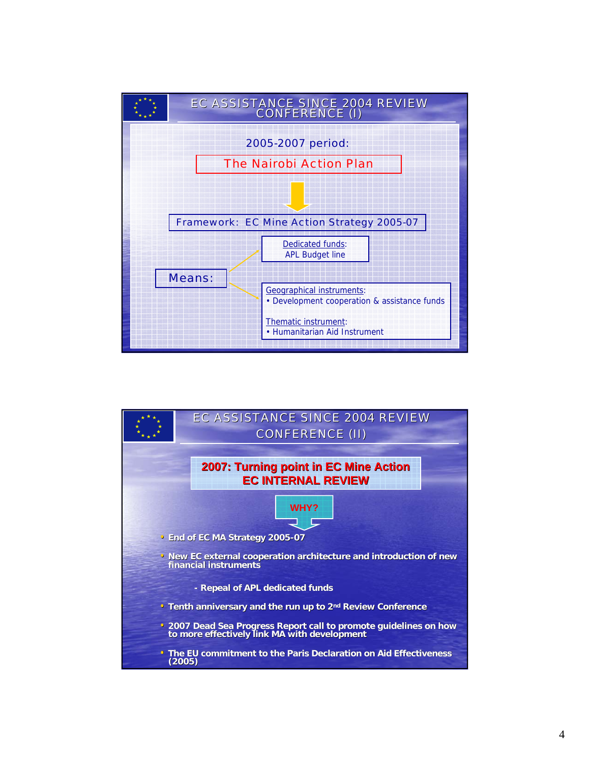## EC ASSISTANCE SINCE 2004 REVIEW CONFERENCE (I)

2005-2007 period:

**The Nairobi Action Plan**

Framework: EC Mine Action Strategy 2005-07

Means:

- Dedicated funds: APL Budget line
- Geographical instruments:
  - Development cooperation & assistance funds
- Thematic instrument:
  - Humanitarian Aid Instrument

## EC ASSISTANCE SINCE 2004 REVIEW CONFERENCE (II)

**2007: Turning point in EC Mine Action**
**EC INTERNAL REVIEW**

**WHY?**

- **End of EC MA Strategy 2005-07**
- **New EC external cooperation architecture and introduction of new financial instruments**
  - **Repeal of APL dedicated funds**
- **Tenth anniversary and the run up to 2nd Review Conference**
- **2007 Dead Sea Progress Report call to promote guidelines on how to more effectively link MA with development**
- **The EU commitment to the Paris Declaration on Aid Effectiveness (2005)**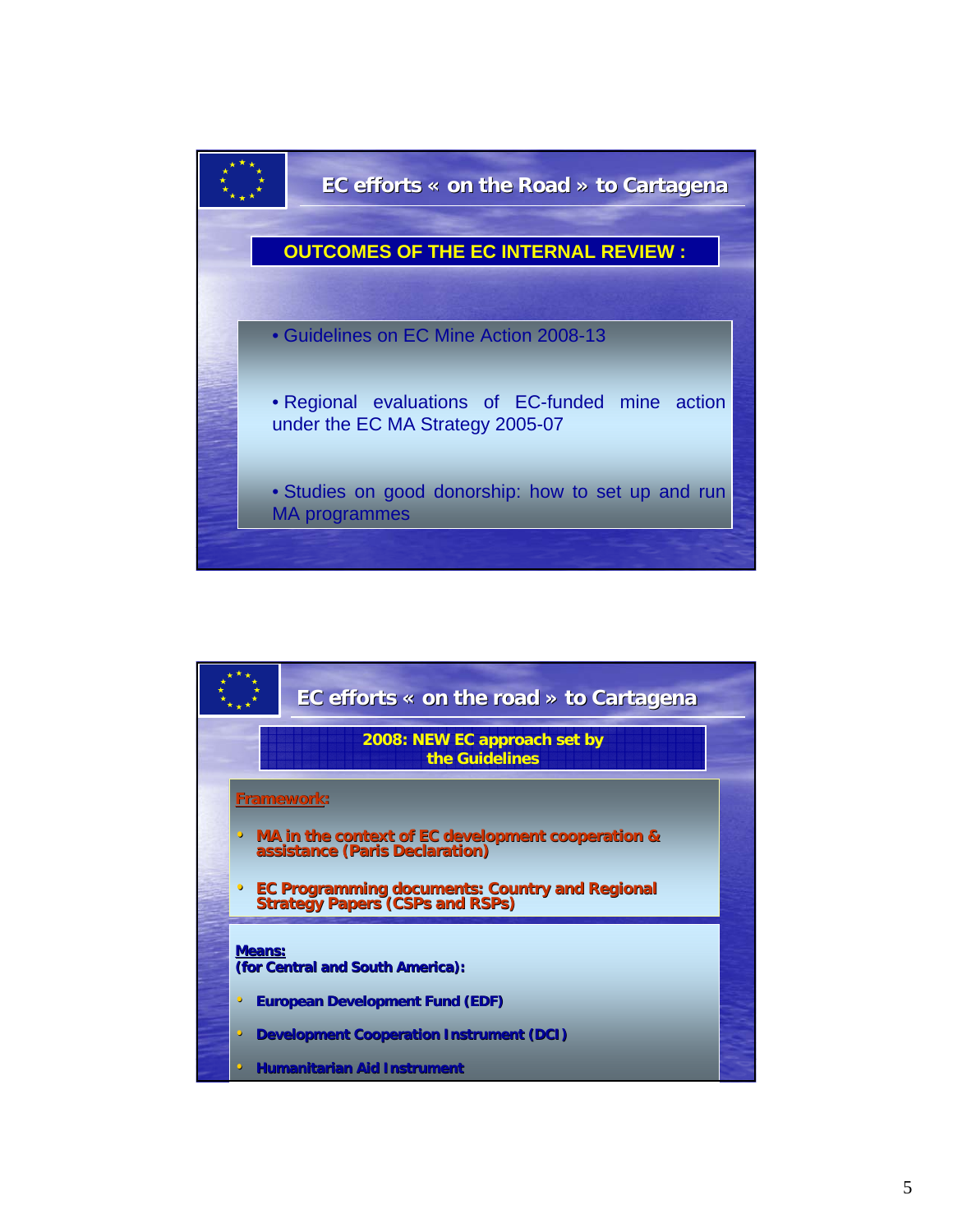## EC efforts « on the Road » to Cartagena

### OUTCOMES OF THE EC INTERNAL REVIEW :

- Guidelines on EC Mine Action 2008-13
- Regional evaluations of EC-funded mine action under the EC MA Strategy 2005-07
- Studies on good donorship: how to set up and run MA programmes

## EC efforts « on the road » to Cartagena

### 2008: NEW EC approach set by the Guidelines

**Framework:**

- **MA in the context of EC development cooperation & assistance (Paris Declaration)**
- **EC Programming documents: Country and Regional Strategy Papers (CSPs and RSPs)**

**Means:**
**(for Central and South America):**

- **European Development Fund (EDF)**
- **Development Cooperation Instrument (DCI)**
- **Humanitarian Aid Instrument**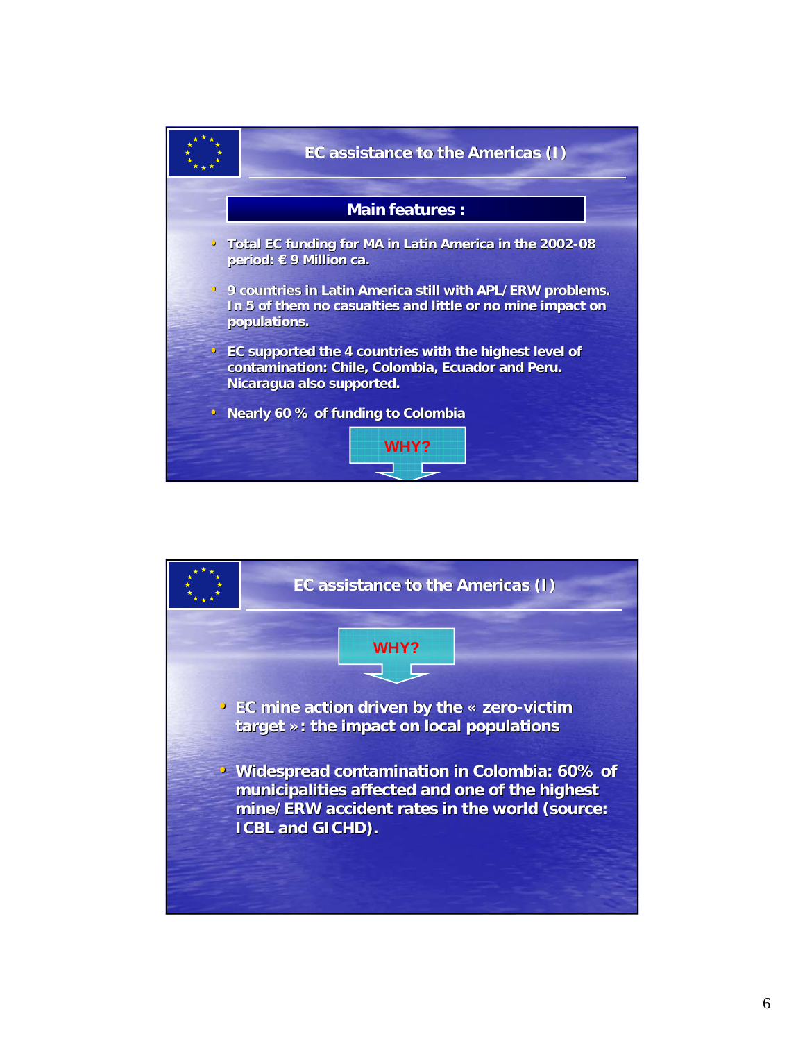## EC assistance to the Americas (I)

### Main features :

- Total EC funding for MA in Latin America in the 2002-08 period: € 9 Million ca.
- 9 countries in Latin America still with APL/ERW problems. In 5 of them no casualties and little or no mine impact on populations.
- EC supported the 4 countries with the highest level of contamination: Chile, Colombia, Ecuador and Peru. Nicaragua also supported.
- Nearly 60 % of funding to Colombia

WHY?

## EC assistance to the Americas (I)

WHY?

- EC mine action driven by the « zero-victim target »: the impact on local populations
- Widespread contamination in Colombia: 60% of municipalities affected and one of the highest mine/ERW accident rates in the world (source: ICBL and GICHD).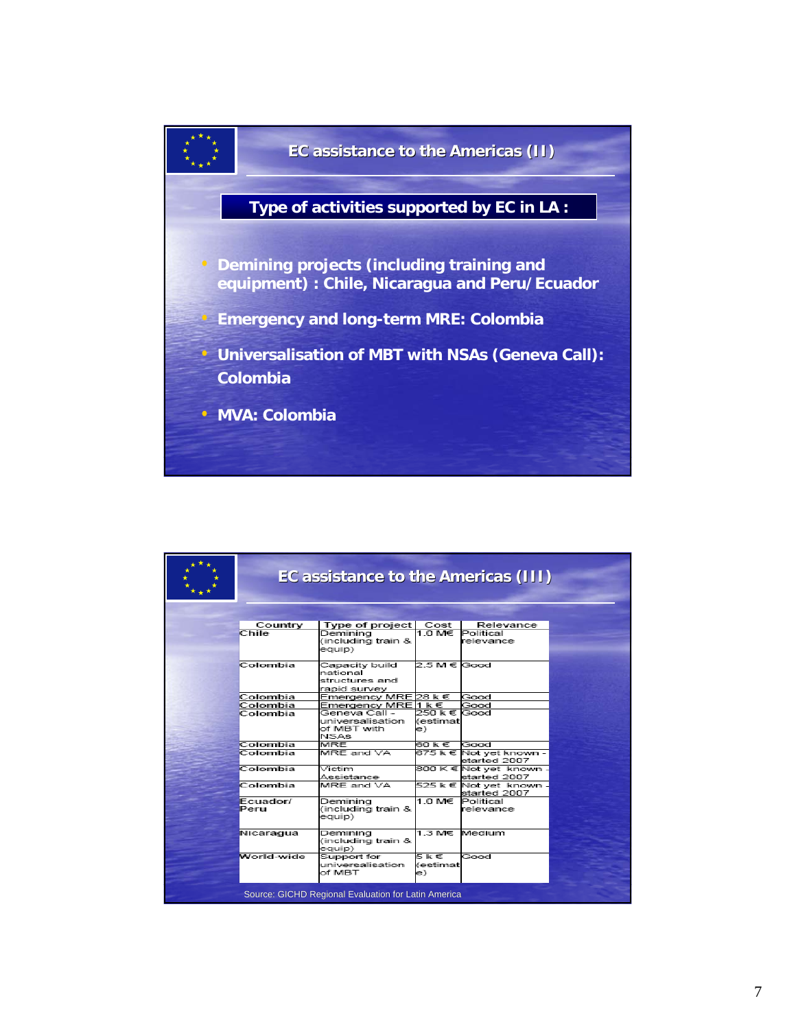## EC assistance to the Americas (II)

### Type of activities supported by EC in LA :

- **Demining projects (including training and equipment) : Chile, Nicaragua and Peru/Ecuador**
- **Emergency and long-term MRE: Colombia**
- **Universalisation of MBT with NSAs (Geneva Call): Colombia**
- **MVA: Colombia**

## EC assistance to the Americas (III)

| Country | Type of project | Cost | Relevance |
|---|---|---|---|
| Chile | Demining (including train & equip) | 1.0 M€ | Political relevance |
| Colombia | Capacity build national structures and rapid survey | 2.5 M € | Good |
| Colombia | Emergency MRE | 28 k € | Good |
| Colombia | Emergency MRE | 1 k € | Good |
| Colombia | Geneva Call - universalisation of MBT with NSAs | 250 k € (estimate) | Good |
| Colombia | MRE | 60 k € | Good |
| Colombia | MRE and VA | 675 k € | Not yet known - started 2007 |
| Colombia | Victim Assistance | 800 K € | Not yet known - started 2007 |
| Colombia | MRE and VA | 525 k € | Not yet known - started 2007 |
| Ecuador/ Peru | Demining (including train & equip) | 1.0 M€ | Political relevance |
| Nicaragua | Demining (including train & equip) | 1.3 M€ | Medium |
| World-wide | Support for universalisation of MBT | 5 k € (estimate) | Good |

Source: GICHD Regional Evaluation for Latin America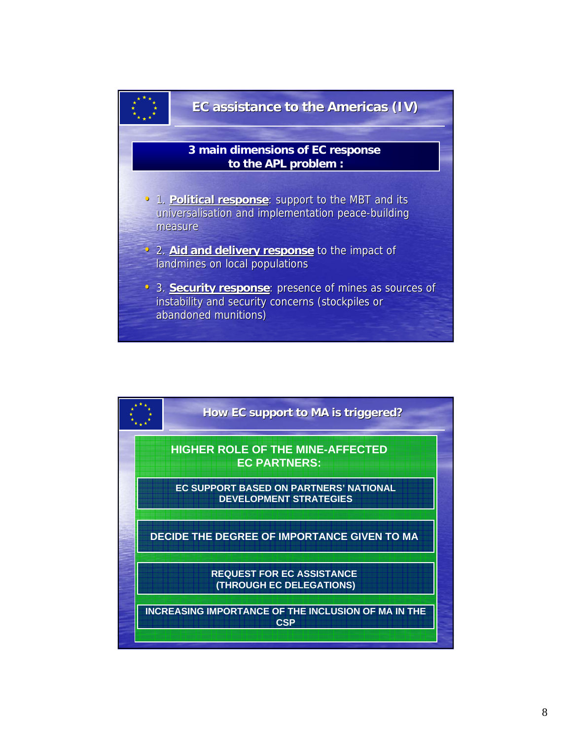## EC assistance to the Americas (IV)

**3 main dimensions of EC response to the APL problem :**

- 1. **Political response**: support to the MBT and its universalisation and implementation peace-building measure
- 2. **Aid and delivery response** to the impact of landmines on local populations
- 3. **Security response**: presence of mines as sources of instability and security concerns (stockpiles or abandoned munitions)

## How EC support to MA is triggered?

**HIGHER ROLE OF THE MINE-AFFECTED EC PARTNERS:**

- EC SUPPORT BASED ON PARTNERS' NATIONAL DEVELOPMENT STRATEGIES
- DECIDE THE DEGREE OF IMPORTANCE GIVEN TO MA
- REQUEST FOR EC ASSISTANCE (THROUGH EC DELEGATIONS)
- INCREASING IMPORTANCE OF THE INCLUSION OF MA IN THE CSP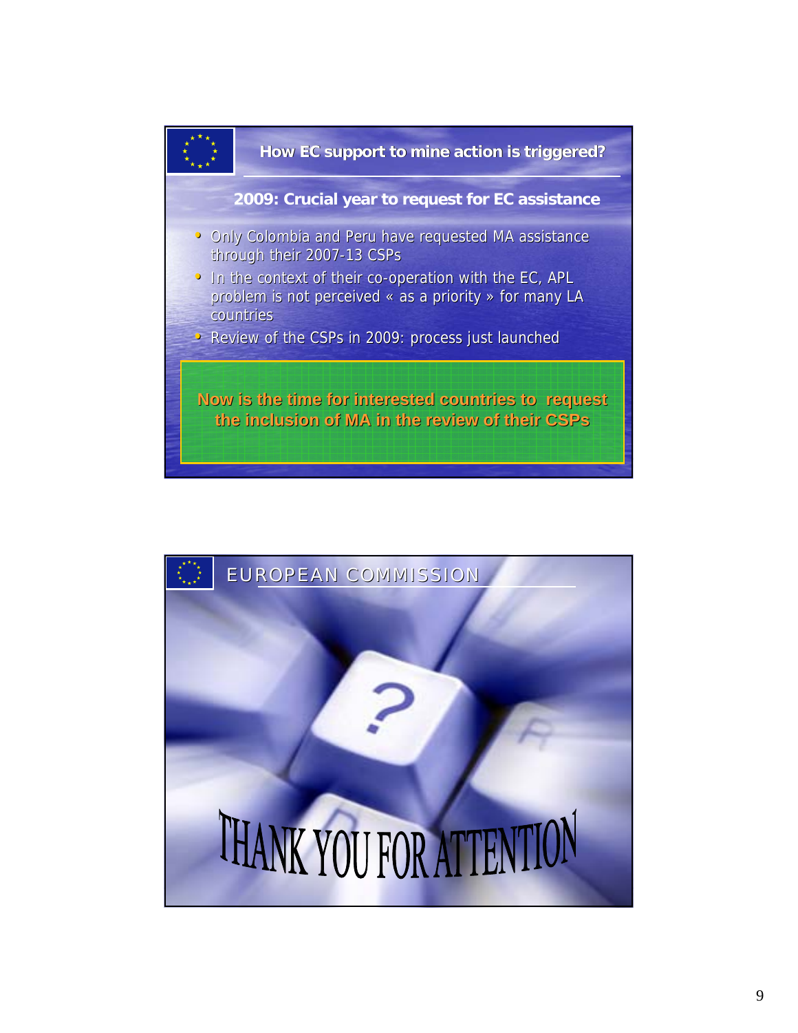## How EC support to mine action is triggered?

### 2009: Crucial year to request for EC assistance

- Only Colombia and Peru have requested MA assistance through their 2007-13 CSPs
- In the context of their co-operation with the EC, APL problem is not perceived « as a priority » for many LA countries
- Review of the CSPs in 2009: process just launched

**Now is the time for interested countries to request the inclusion of MA in the review of their CSPs**

EUROPEAN COMMISSION

THANK YOU FOR ATTENTION